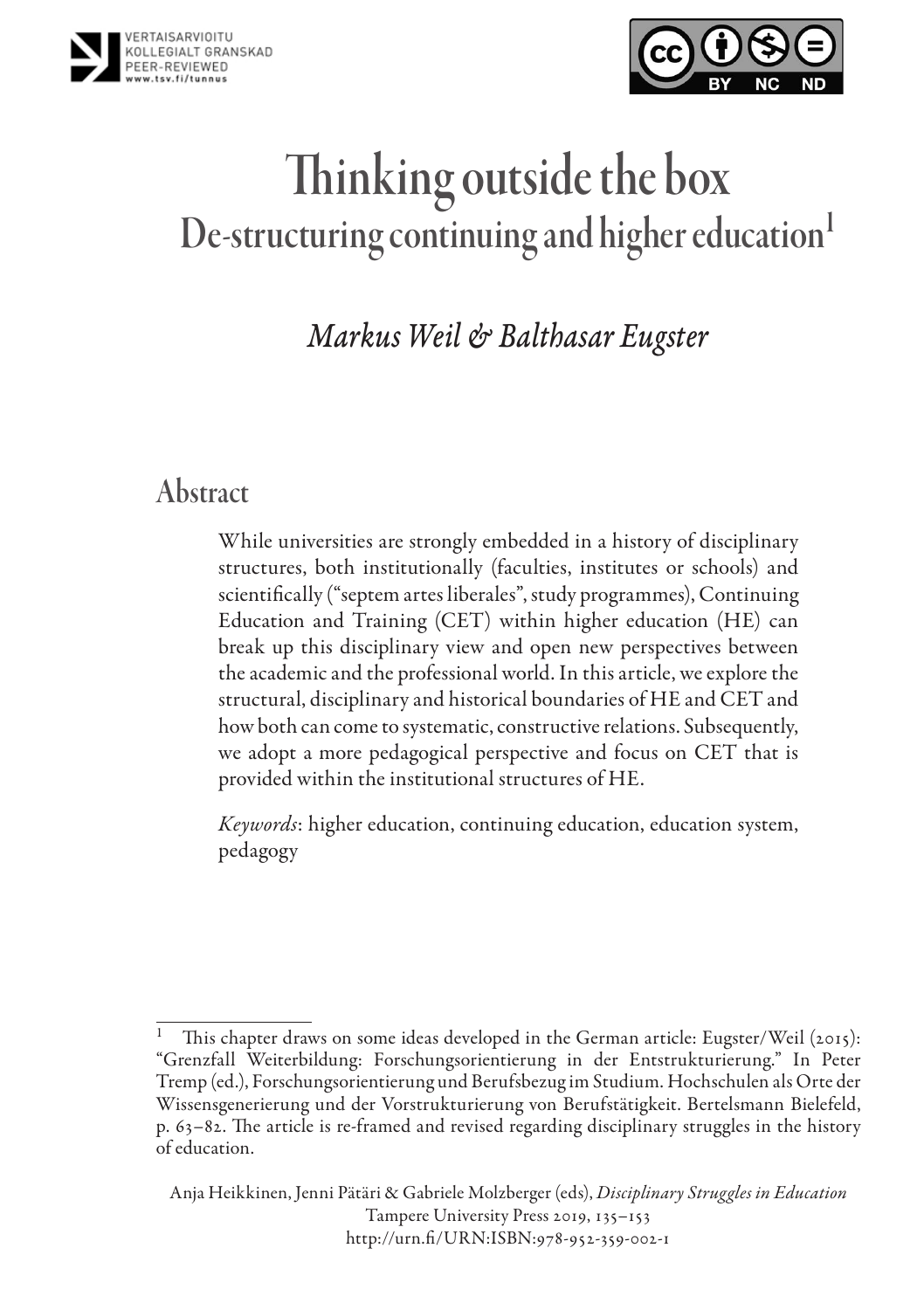VERTAISARVIOITU
KOLLEGIALT GRANSKAD
PEER-REVIEWED
www.tsv.fi/tunnus

# Thinking outside the box
## De-structuring continuing and higher education[1]

*Markus Weil & Balthasar Eugster*

## Abstract

While universities are strongly embedded in a history of disciplinary structures, both institutionally (faculties, institutes or schools) and scientifically ("septem artes liberales", study programmes), Continuing Education and Training (CET) within higher education (HE) can break up this disciplinary view and open new perspectives between the academic and the professional world. In this article, we explore the structural, disciplinary and historical boundaries of HE and CET and how both can come to systematic, constructive relations. Subsequently, we adopt a more pedagogical perspective and focus on CET that is provided within the institutional structures of HE.

*Keywords*: higher education, continuing education, education system, pedagogy

---

[1] This chapter draws on some ideas developed in the German article: Eugster/Weil (2015): "Grenzfall Weiterbildung: Forschungsorientierung in der Entstrukturierung." In Peter Tremp (ed.), Forschungsorientierung und Berufsbezug im Studium. Hochschulen als Orte der Wissensgenerierung und der Vorstrukturierung von Berufstätigkeit. Bertelsmann Bielefeld, p. 63–82. The article is re-framed and revised regarding disciplinary struggles in the history of education.

Anja Heikkinen, Jenni Pätäri & Gabriele Molzberger (eds), *Disciplinary Struggles in Education*
Tampere University Press 2019, 135–153
http://urn.fi/URN:ISBN:978-952-359-002-1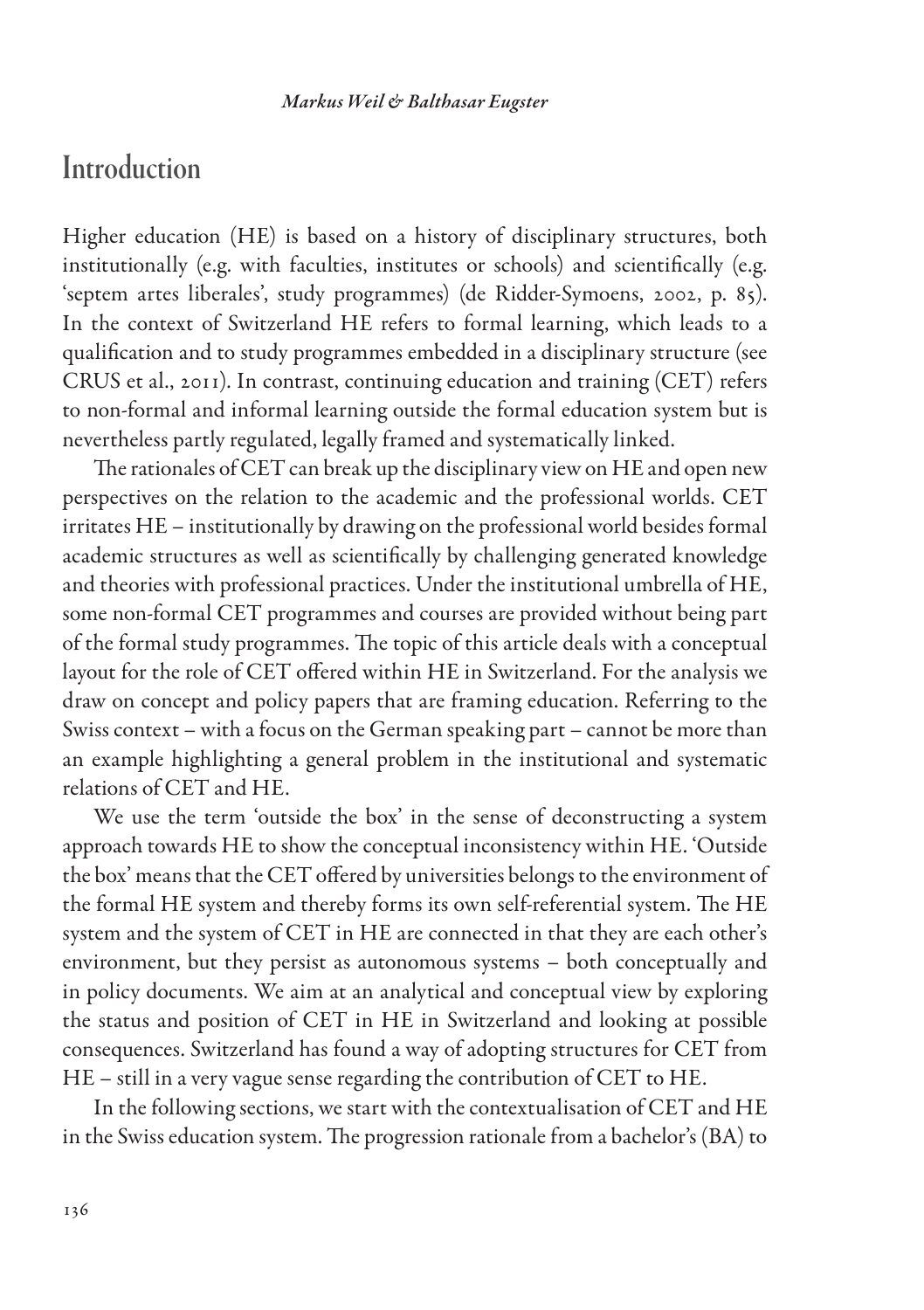## Introduction

Higher education (HE) is based on a history of disciplinary structures, both institutionally (e.g. with faculties, institutes or schools) and scientifically (e.g. 'septem artes liberales', study programmes) (de Ridder-Symoens, 2002, p. 85). In the context of Switzerland HE refers to formal learning, which leads to a qualification and to study programmes embedded in a disciplinary structure (see CRUS et al., 2011). In contrast, continuing education and training (CET) refers to non-formal and informal learning outside the formal education system but is nevertheless partly regulated, legally framed and systematically linked.

The rationales of CET can break up the disciplinary view on HE and open new perspectives on the relation to the academic and the professional worlds. CET irritates HE – institutionally by drawing on the professional world besides formal academic structures as well as scientifically by challenging generated knowledge and theories with professional practices. Under the institutional umbrella of HE, some non-formal CET programmes and courses are provided without being part of the formal study programmes. The topic of this article deals with a conceptual layout for the role of CET offered within HE in Switzerland. For the analysis we draw on concept and policy papers that are framing education. Referring to the Swiss context – with a focus on the German speaking part – cannot be more than an example highlighting a general problem in the institutional and systematic relations of CET and HE.

We use the term 'outside the box' in the sense of deconstructing a system approach towards HE to show the conceptual inconsistency within HE. 'Outside the box' means that the CET offered by universities belongs to the environment of the formal HE system and thereby forms its own self-referential system. The HE system and the system of CET in HE are connected in that they are each other's environment, but they persist as autonomous systems – both conceptually and in policy documents. We aim at an analytical and conceptual view by exploring the status and position of CET in HE in Switzerland and looking at possible consequences. Switzerland has found a way of adopting structures for CET from HE – still in a very vague sense regarding the contribution of CET to HE.

In the following sections, we start with the contextualisation of CET and HE in the Swiss education system. The progression rationale from a bachelor's (BA) to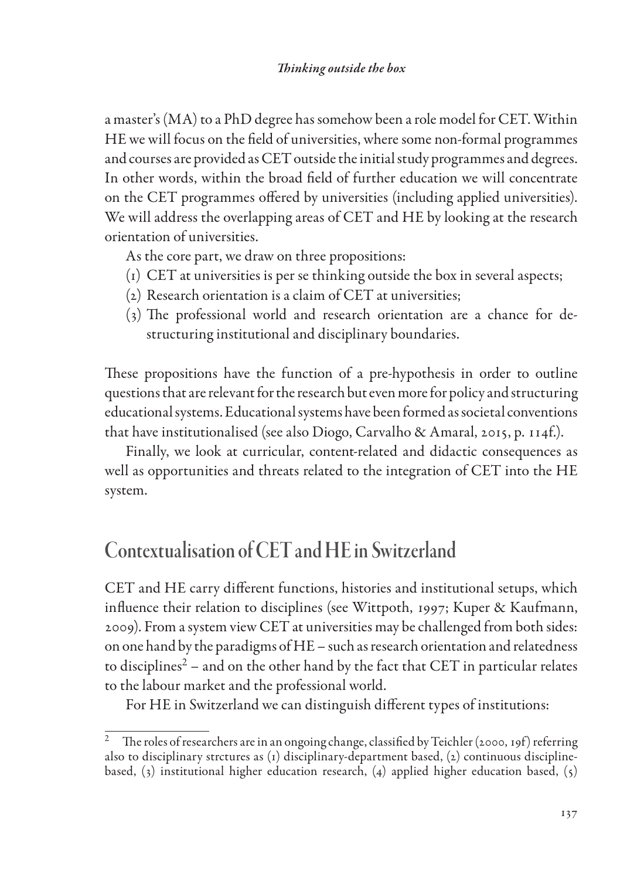a master's (MA) to a PhD degree has somehow been a role model for CET. Within HE we will focus on the field of universities, where some non-formal programmes and courses are provided as CET outside the initial study programmes and degrees. In other words, within the broad field of further education we will concentrate on the CET programmes offered by universities (including applied universities). We will address the overlapping areas of CET and HE by looking at the research orientation of universities.

As the core part, we draw on three propositions:

(1) CET at universities is per se thinking outside the box in several aspects;
(2) Research orientation is a claim of CET at universities;
(3) The professional world and research orientation are a chance for de-structuring institutional and disciplinary boundaries.

These propositions have the function of a pre-hypothesis in order to outline questions that are relevant for the research but even more for policy and structuring educational systems. Educational systems have been formed as societal conventions that have institutionalised (see also Diogo, Carvalho & Amaral, 2015, p. 114f.).

Finally, we look at curricular, content-related and didactic consequences as well as opportunities and threats related to the integration of CET into the HE system.

## Contextualisation of CET and HE in Switzerland

CET and HE carry different functions, histories and institutional setups, which influence their relation to disciplines (see Wittpoth, 1997; Kuper & Kaufmann, 2009). From a system view CET at universities may be challenged from both sides: on one hand by the paradigms of HE – such as research orientation and relatedness to disciplines[2] – and on the other hand by the fact that CET in particular relates to the labour market and the professional world.

For HE in Switzerland we can distinguish different types of institutions:

[2] The roles of researchers are in an ongoing change, classified by Teichler (2000, 19f) referring also to disciplinary strctures as (1) disciplinary-department based, (2) continuous discipline-based, (3) institutional higher education research, (4) applied higher education based, (5)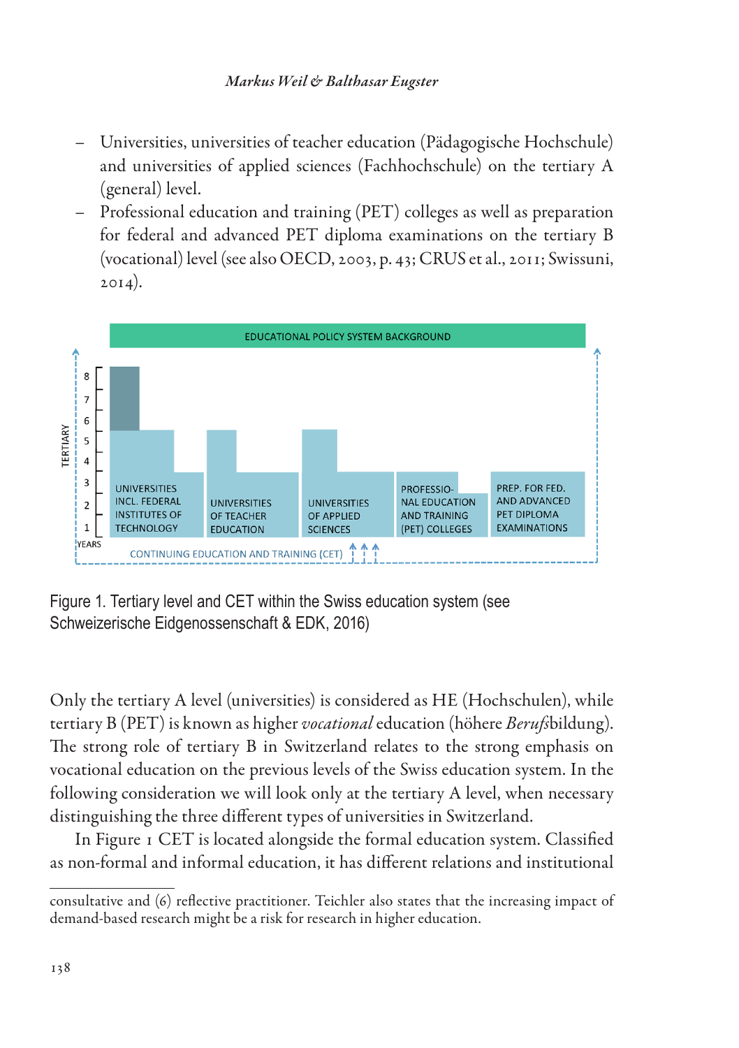- Universities, universities of teacher education (Pädagogische Hochschule) and universities of applied sciences (Fachhochschule) on the tertiary A (general) level.
- Professional education and training (PET) colleges as well as preparation for federal and advanced PET diploma examinations on the tertiary B (vocational) level (see also OECD, 2003, p. 43; CRUS et al., 2011; Swissuni, 2014).

Figure 1. Tertiary level and CET within the Swiss education system (see Schweizerische Eidgenossenschaft & EDK, 2016)

Only the tertiary A level (universities) is considered as HE (Hochschulen), while tertiary B (PET) is known as higher *vocational* education (höhere *Berufs*bildung). The strong role of tertiary B in Switzerland relates to the strong emphasis on vocational education on the previous levels of the Swiss education system. In the following consideration we will look only at the tertiary A level, when necessary distinguishing the three different types of universities in Switzerland.

In Figure 1 CET is located alongside the formal education system. Classified as non-formal and informal education, it has different relations and institutional

consultative and (6) reflective practitioner. Teichler also states that the increasing impact of demand-based research might be a risk for research in higher education.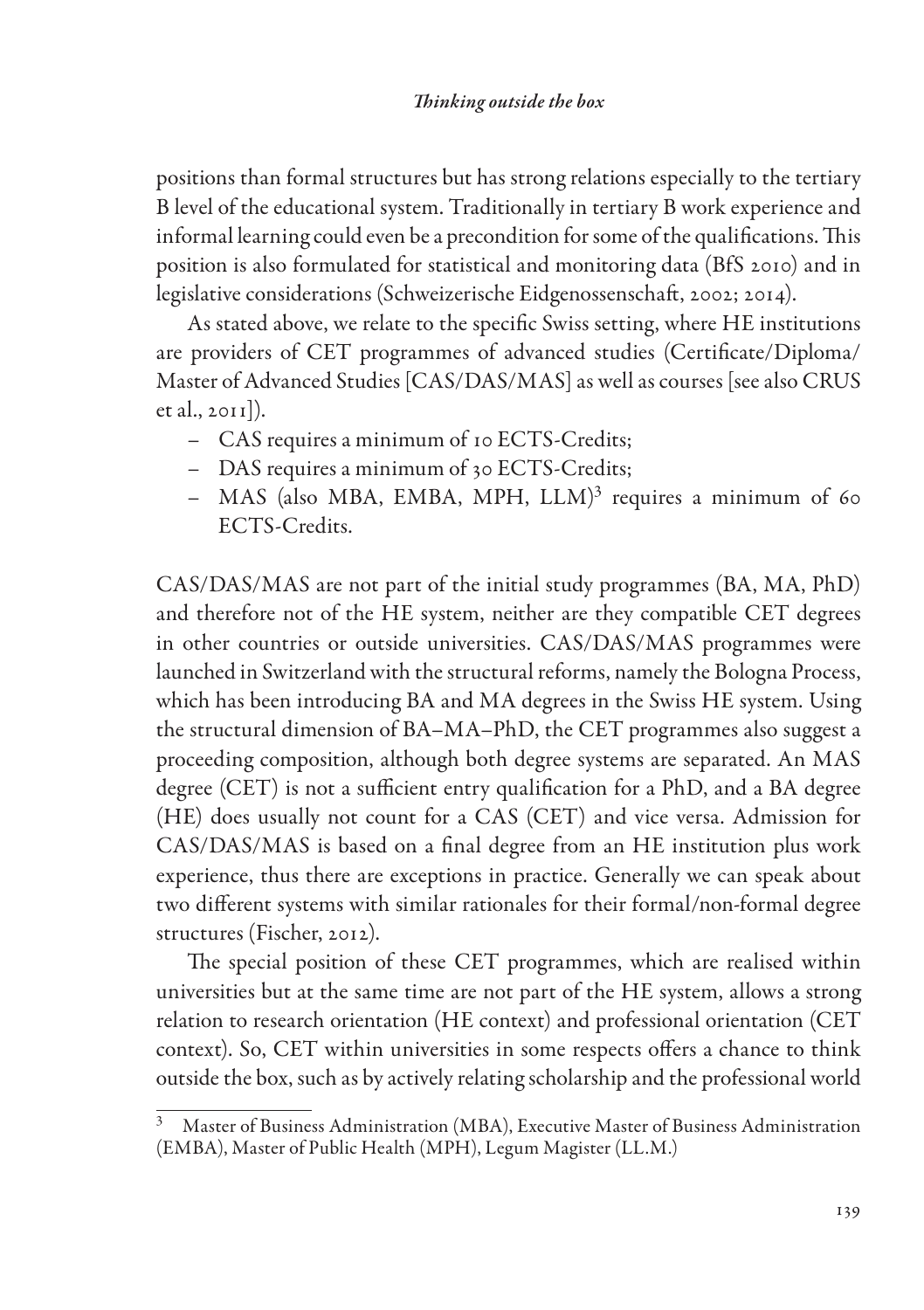positions than formal structures but has strong relations especially to the tertiary B level of the educational system. Traditionally in tertiary B work experience and informal learning could even be a precondition for some of the qualifications. This position is also formulated for statistical and monitoring data (BfS 2010) and in legislative considerations (Schweizerische Eidgenossenschaft, 2002; 2014).

As stated above, we relate to the specific Swiss setting, where HE institutions are providers of CET programmes of advanced studies (Certificate/Diploma/Master of Advanced Studies [CAS/DAS/MAS] as well as courses [see also CRUS et al., 2011]).

- CAS requires a minimum of 10 ECTS-Credits;
- DAS requires a minimum of 30 ECTS-Credits;
- MAS (also MBA, EMBA, MPH, LLM)[3] requires a minimum of 60 ECTS-Credits.

CAS/DAS/MAS are not part of the initial study programmes (BA, MA, PhD) and therefore not of the HE system, neither are they compatible CET degrees in other countries or outside universities. CAS/DAS/MAS programmes were launched in Switzerland with the structural reforms, namely the Bologna Process, which has been introducing BA and MA degrees in the Swiss HE system. Using the structural dimension of BA–MA–PhD, the CET programmes also suggest a proceeding composition, although both degree systems are separated. An MAS degree (CET) is not a sufficient entry qualification for a PhD, and a BA degree (HE) does usually not count for a CAS (CET) and vice versa. Admission for CAS/DAS/MAS is based on a final degree from an HE institution plus work experience, thus there are exceptions in practice. Generally we can speak about two different systems with similar rationales for their formal/non-formal degree structures (Fischer, 2012).

The special position of these CET programmes, which are realised within universities but at the same time are not part of the HE system, allows a strong relation to research orientation (HE context) and professional orientation (CET context). So, CET within universities in some respects offers a chance to think outside the box, such as by actively relating scholarship and the professional world

[3] Master of Business Administration (MBA), Executive Master of Business Administration (EMBA), Master of Public Health (MPH), Legum Magister (LL.M.)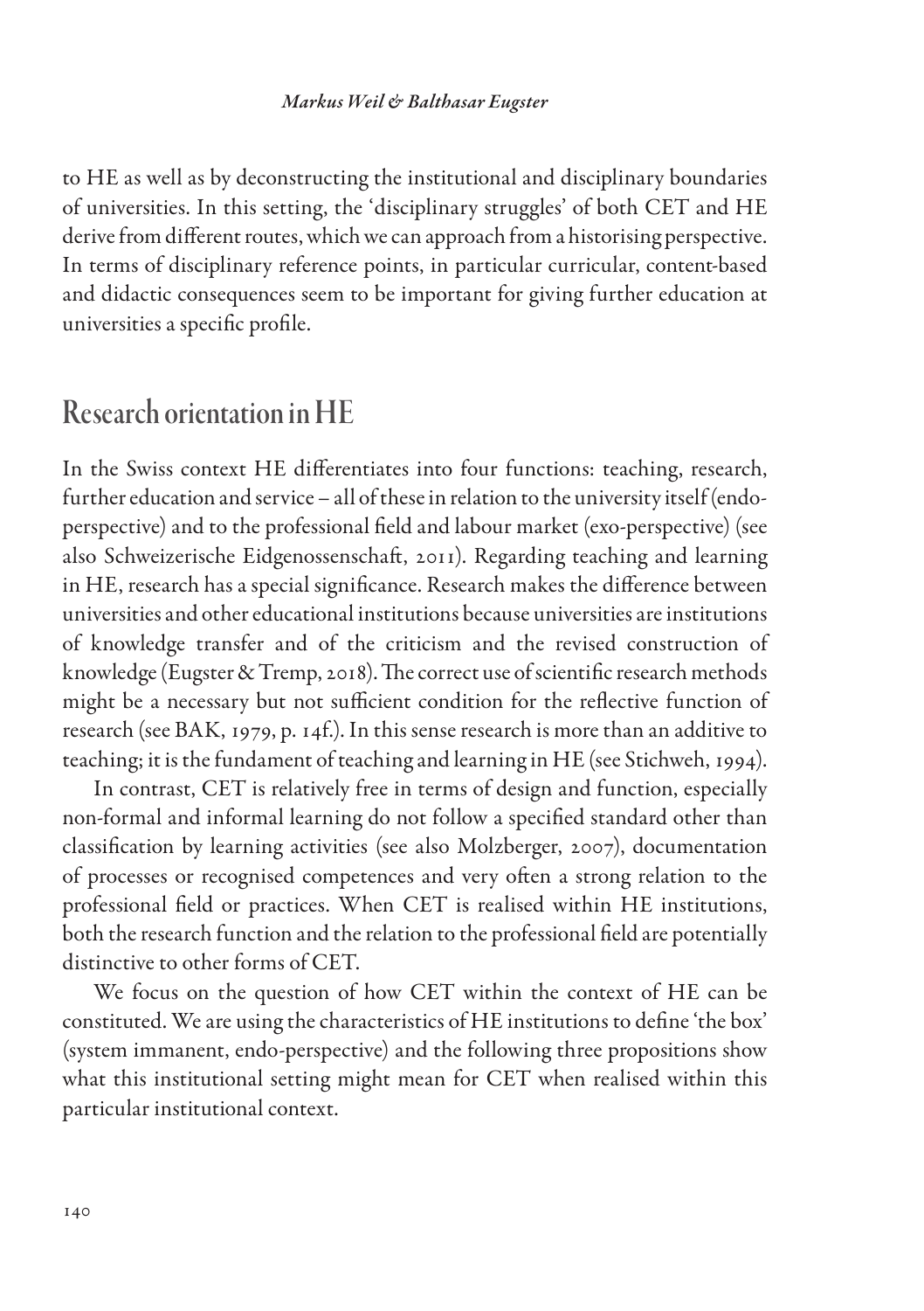to HE as well as by deconstructing the institutional and disciplinary boundaries of universities. In this setting, the 'disciplinary struggles' of both CET and HE derive from different routes, which we can approach from a historising perspective. In terms of disciplinary reference points, in particular curricular, content-based and didactic consequences seem to be important for giving further education at universities a specific profile.

## Research orientation in HE

In the Swiss context HE differentiates into four functions: teaching, research, further education and service – all of these in relation to the university itself (endo-perspective) and to the professional field and labour market (exo-perspective) (see also Schweizerische Eidgenossenschaft, 2011). Regarding teaching and learning in HE, research has a special significance. Research makes the difference between universities and other educational institutions because universities are institutions of knowledge transfer and of the criticism and the revised construction of knowledge (Eugster & Tremp, 2018). The correct use of scientific research methods might be a necessary but not sufficient condition for the reflective function of research (see BAK, 1979, p. 14f.). In this sense research is more than an additive to teaching; it is the fundament of teaching and learning in HE (see Stichweh, 1994).

In contrast, CET is relatively free in terms of design and function, especially non-formal and informal learning do not follow a specified standard other than classification by learning activities (see also Molzberger, 2007), documentation of processes or recognised competences and very often a strong relation to the professional field or practices. When CET is realised within HE institutions, both the research function and the relation to the professional field are potentially distinctive to other forms of CET.

We focus on the question of how CET within the context of HE can be constituted. We are using the characteristics of HE institutions to define 'the box' (system immanent, endo-perspective) and the following three propositions show what this institutional setting might mean for CET when realised within this particular institutional context.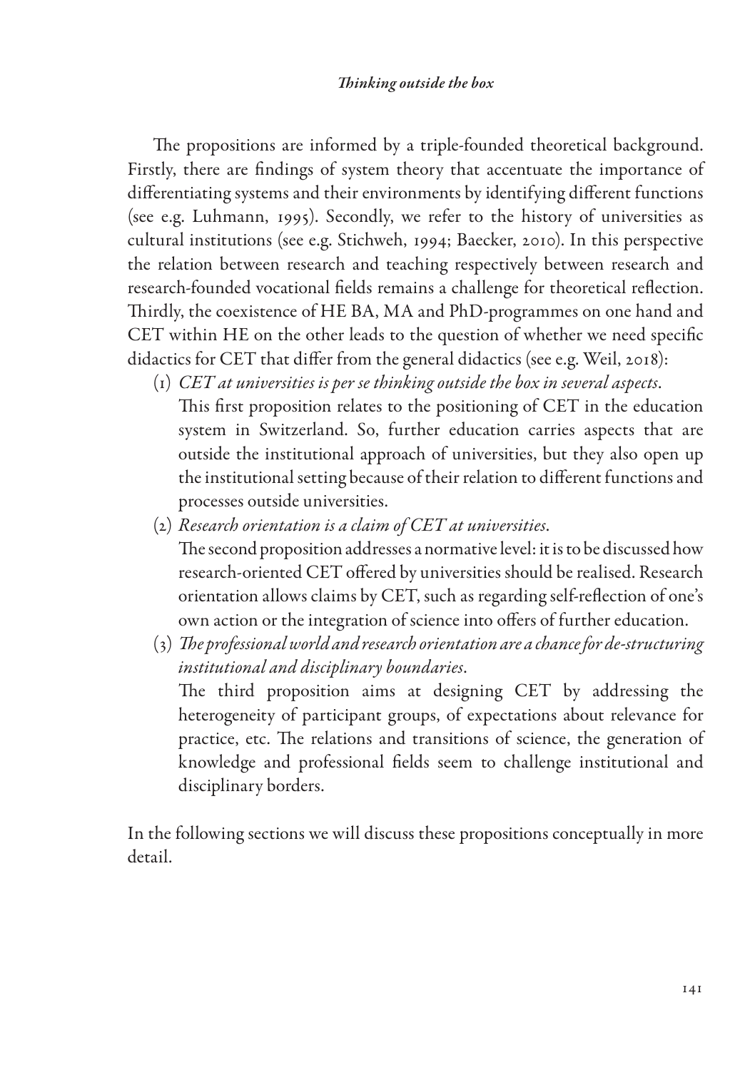The propositions are informed by a triple-founded theoretical background. Firstly, there are findings of system theory that accentuate the importance of differentiating systems and their environments by identifying different functions (see e.g. Luhmann, 1995). Secondly, we refer to the history of universities as cultural institutions (see e.g. Stichweh, 1994; Baecker, 2010). In this perspective the relation between research and teaching respectively between research and research-founded vocational fields remains a challenge for theoretical reflection. Thirdly, the coexistence of HE BA, MA and PhD-programmes on one hand and CET within HE on the other leads to the question of whether we need specific didactics for CET that differ from the general didactics (see e.g. Weil, 2018):

(1) *CET at universities is per se thinking outside the box in several aspects.*
This first proposition relates to the positioning of CET in the education system in Switzerland. So, further education carries aspects that are outside the institutional approach of universities, but they also open up the institutional setting because of their relation to different functions and processes outside universities.

(2) *Research orientation is a claim of CET at universities.*
The second proposition addresses a normative level: it is to be discussed how research-oriented CET offered by universities should be realised. Research orientation allows claims by CET, such as regarding self-reflection of one's own action or the integration of science into offers of further education.

(3) *The professional world and research orientation are a chance for de-structuring institutional and disciplinary boundaries.*
The third proposition aims at designing CET by addressing the heterogeneity of participant groups, of expectations about relevance for practice, etc. The relations and transitions of science, the generation of knowledge and professional fields seem to challenge institutional and disciplinary borders.

In the following sections we will discuss these propositions conceptually in more detail.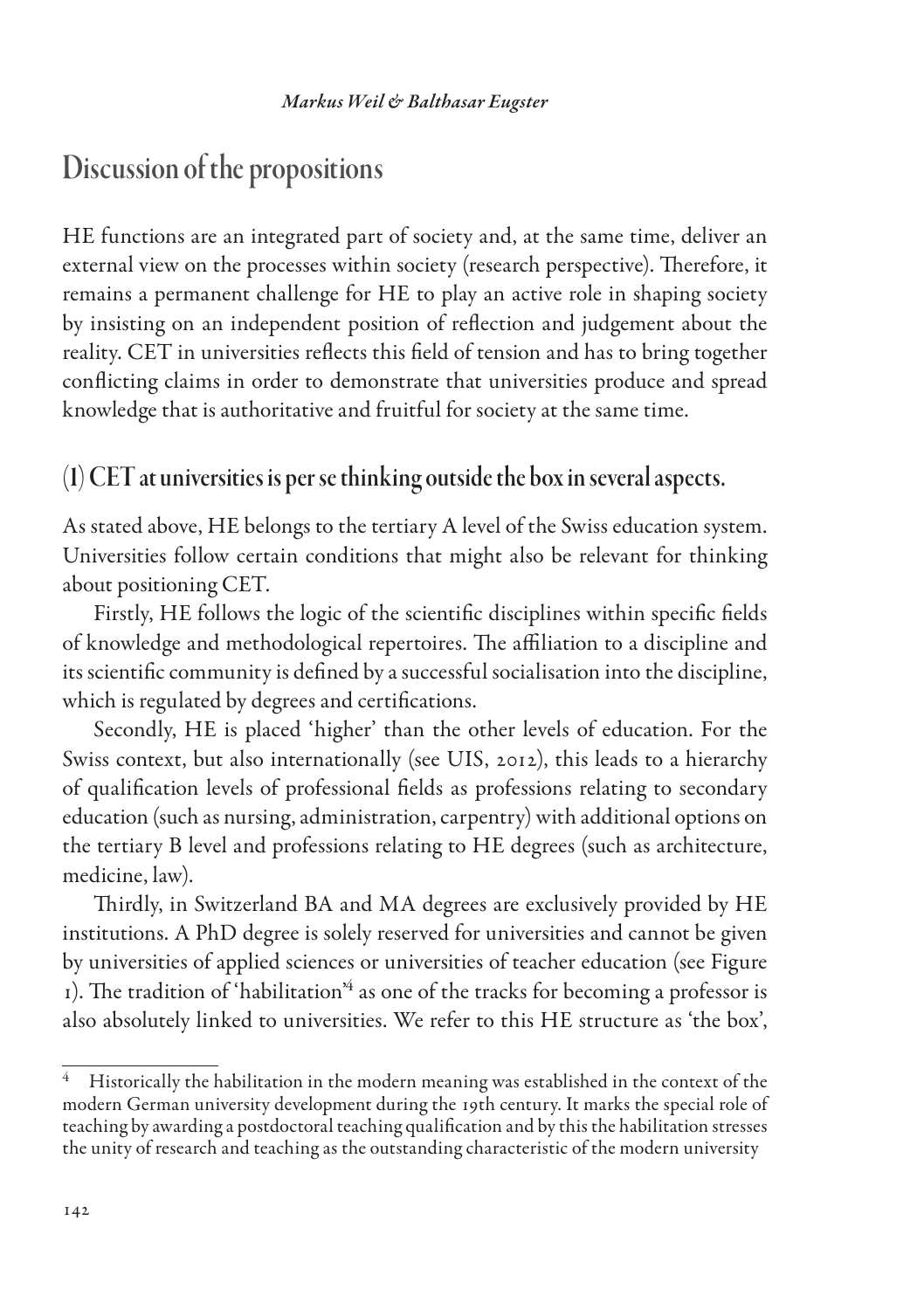## Discussion of the propositions

HE functions are an integrated part of society and, at the same time, deliver an external view on the processes within society (research perspective). Therefore, it remains a permanent challenge for HE to play an active role in shaping society by insisting on an independent position of reflection and judgement about the reality. CET in universities reflects this field of tension and has to bring together conflicting claims in order to demonstrate that universities produce and spread knowledge that is authoritative and fruitful for society at the same time.

### (1) CET at universities is per se thinking outside the box in several aspects.

As stated above, HE belongs to the tertiary A level of the Swiss education system. Universities follow certain conditions that might also be relevant for thinking about positioning CET.

Firstly, HE follows the logic of the scientific disciplines within specific fields of knowledge and methodological repertoires. The affiliation to a discipline and its scientific community is defined by a successful socialisation into the discipline, which is regulated by degrees and certifications.

Secondly, HE is placed 'higher' than the other levels of education. For the Swiss context, but also internationally (see UIS, 2012), this leads to a hierarchy of qualification levels of professional fields as professions relating to secondary education (such as nursing, administration, carpentry) with additional options on the tertiary B level and professions relating to HE degrees (such as architecture, medicine, law).

Thirdly, in Switzerland BA and MA degrees are exclusively provided by HE institutions. A PhD degree is solely reserved for universities and cannot be given by universities of applied sciences or universities of teacher education (see Figure 1). The tradition of 'habilitation'[4] as one of the tracks for becoming a professor is also absolutely linked to universities. We refer to this HE structure as 'the box',

[4] Historically the habilitation in the modern meaning was established in the context of the modern German university development during the 19th century. It marks the special role of teaching by awarding a postdoctoral teaching qualification and by this the habilitation stresses the unity of research and teaching as the outstanding characteristic of the modern university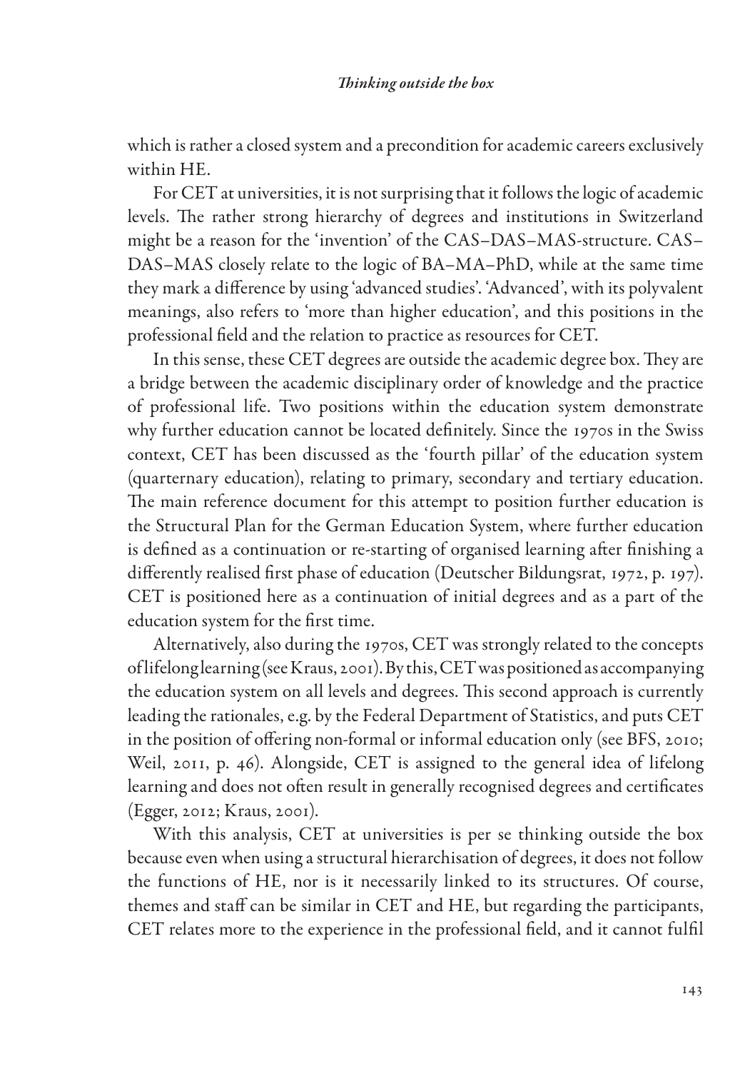which is rather a closed system and a precondition for academic careers exclusively within HE.

For CET at universities, it is not surprising that it follows the logic of academic levels. The rather strong hierarchy of degrees and institutions in Switzerland might be a reason for the 'invention' of the CAS–DAS–MAS-structure. CAS–DAS–MAS closely relate to the logic of BA–MA–PhD, while at the same time they mark a difference by using 'advanced studies'. 'Advanced', with its polyvalent meanings, also refers to 'more than higher education', and this positions in the professional field and the relation to practice as resources for CET.

In this sense, these CET degrees are outside the academic degree box. They are a bridge between the academic disciplinary order of knowledge and the practice of professional life. Two positions within the education system demonstrate why further education cannot be located definitely. Since the 1970s in the Swiss context, CET has been discussed as the 'fourth pillar' of the education system (quarternary education), relating to primary, secondary and tertiary education. The main reference document for this attempt to position further education is the Structural Plan for the German Education System, where further education is defined as a continuation or re-starting of organised learning after finishing a differently realised first phase of education (Deutscher Bildungsrat, 1972, p. 197). CET is positioned here as a continuation of initial degrees and as a part of the education system for the first time.

Alternatively, also during the 1970s, CET was strongly related to the concepts of lifelong learning (see Kraus, 2001). By this, CET was positioned as accompanying the education system on all levels and degrees. This second approach is currently leading the rationales, e.g. by the Federal Department of Statistics, and puts CET in the position of offering non-formal or informal education only (see BFS, 2010; Weil, 2011, p. 46). Alongside, CET is assigned to the general idea of lifelong learning and does not often result in generally recognised degrees and certificates (Egger, 2012; Kraus, 2001).

With this analysis, CET at universities is per se thinking outside the box because even when using a structural hierarchisation of degrees, it does not follow the functions of HE, nor is it necessarily linked to its structures. Of course, themes and staff can be similar in CET and HE, but regarding the participants, CET relates more to the experience in the professional field, and it cannot fulfil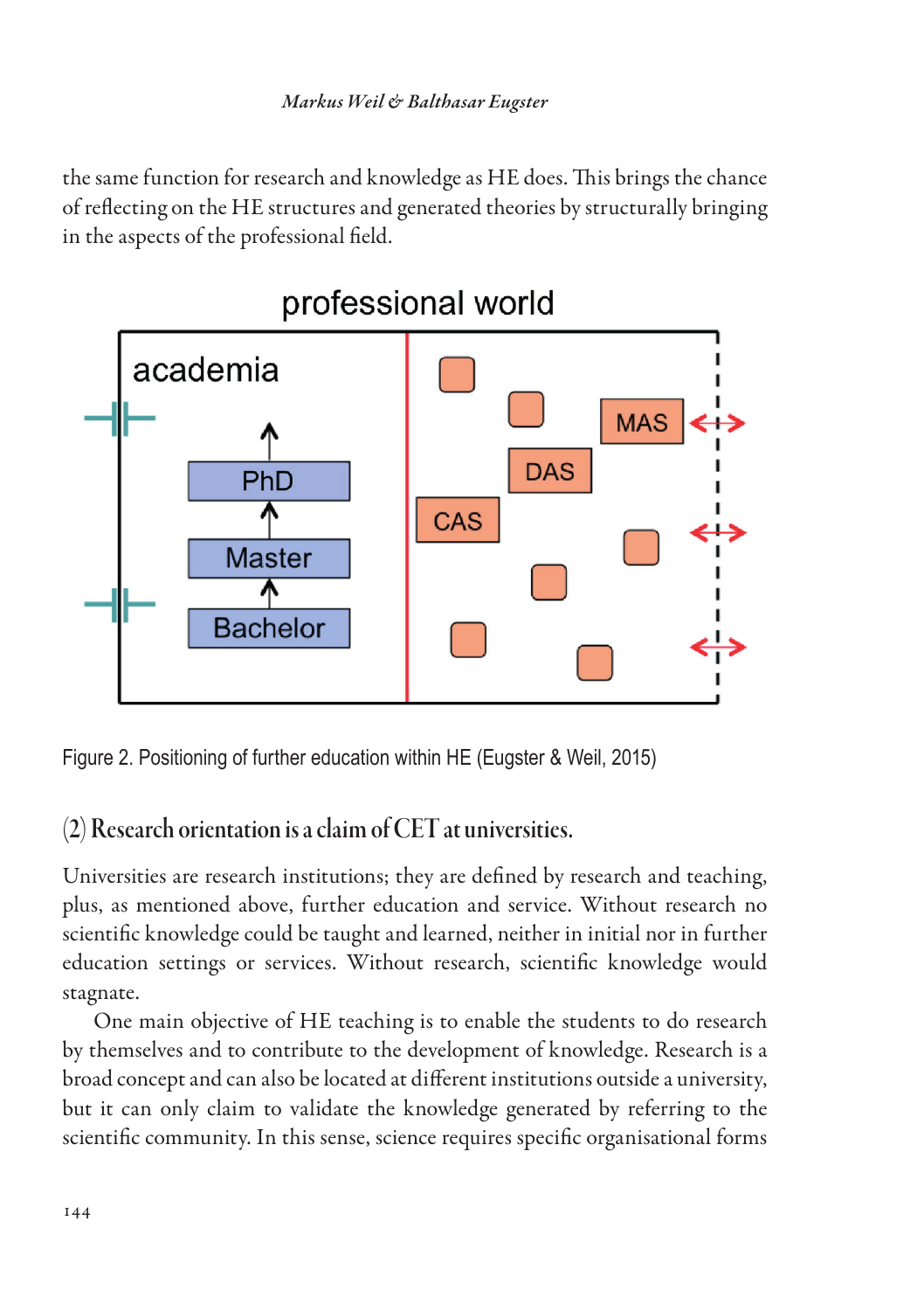the same function for research and knowledge as HE does. This brings the chance of reflecting on the HE structures and generated theories by structurally bringing in the aspects of the professional field.

Figure 2. Positioning of further education within HE (Eugster & Weil, 2015)

## (2) Research orientation is a claim of CET at universities.

Universities are research institutions; they are defined by research and teaching, plus, as mentioned above, further education and service. Without research no scientific knowledge could be taught and learned, neither in initial nor in further education settings or services. Without research, scientific knowledge would stagnate.

One main objective of HE teaching is to enable the students to do research by themselves and to contribute to the development of knowledge. Research is a broad concept and can also be located at different institutions outside a university, but it can only claim to validate the knowledge generated by referring to the scientific community. In this sense, science requires specific organisational forms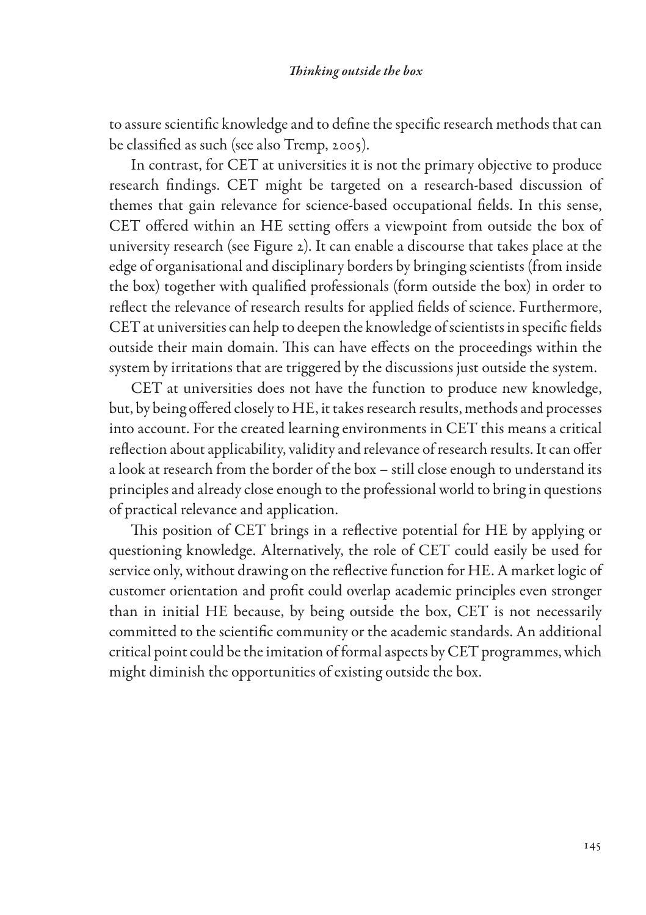to assure scientific knowledge and to define the specific research methods that can be classified as such (see also Tremp, 2005).

In contrast, for CET at universities it is not the primary objective to produce research findings. CET might be targeted on a research-based discussion of themes that gain relevance for science-based occupational fields. In this sense, CET offered within an HE setting offers a viewpoint from outside the box of university research (see Figure 2). It can enable a discourse that takes place at the edge of organisational and disciplinary borders by bringing scientists (from inside the box) together with qualified professionals (form outside the box) in order to reflect the relevance of research results for applied fields of science. Furthermore, CET at universities can help to deepen the knowledge of scientists in specific fields outside their main domain. This can have effects on the proceedings within the system by irritations that are triggered by the discussions just outside the system.

CET at universities does not have the function to produce new knowledge, but, by being offered closely to HE, it takes research results, methods and processes into account. For the created learning environments in CET this means a critical reflection about applicability, validity and relevance of research results. It can offer a look at research from the border of the box – still close enough to understand its principles and already close enough to the professional world to bring in questions of practical relevance and application.

This position of CET brings in a reflective potential for HE by applying or questioning knowledge. Alternatively, the role of CET could easily be used for service only, without drawing on the reflective function for HE. A market logic of customer orientation and profit could overlap academic principles even stronger than in initial HE because, by being outside the box, CET is not necessarily committed to the scientific community or the academic standards. An additional critical point could be the imitation of formal aspects by CET programmes, which might diminish the opportunities of existing outside the box.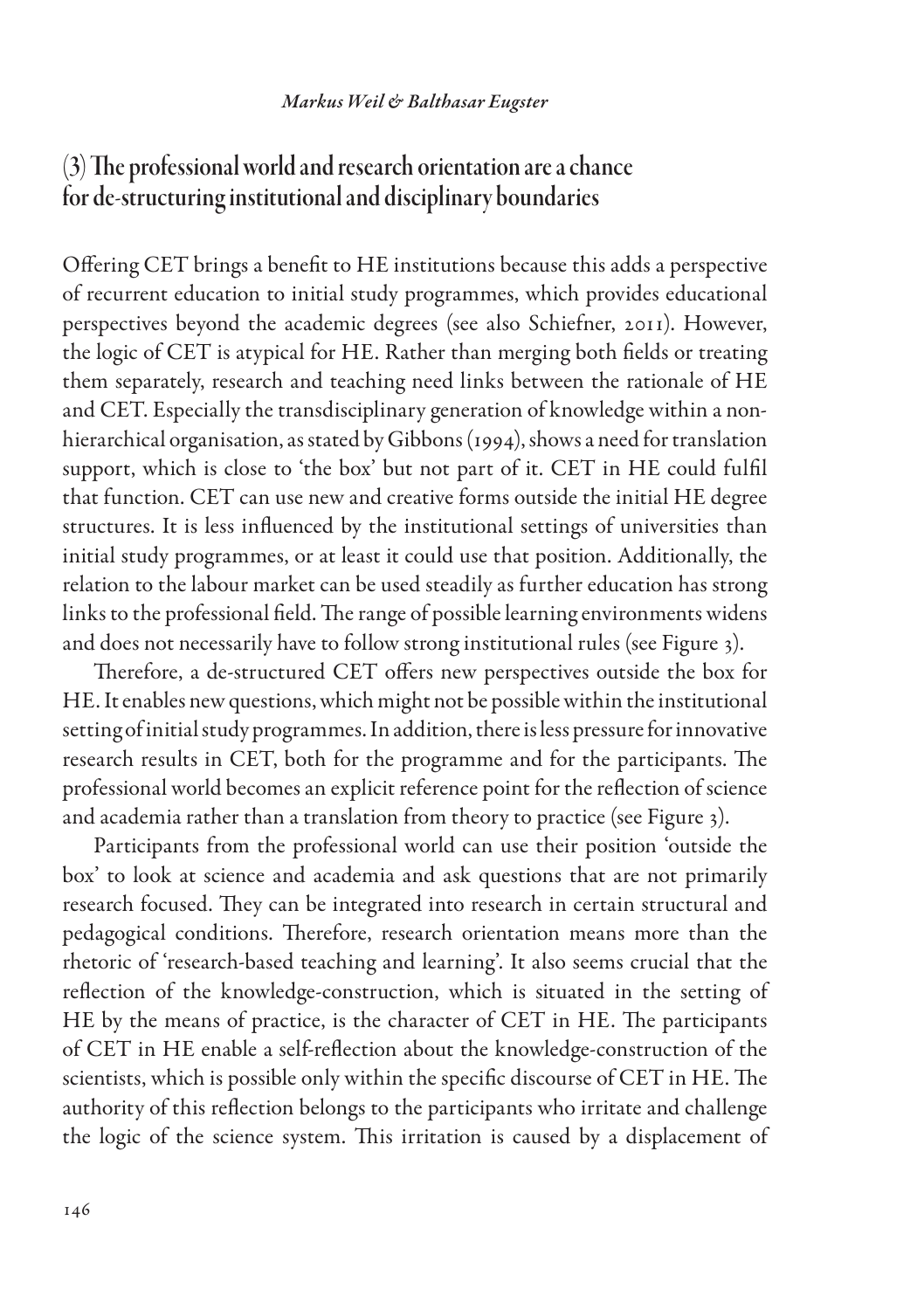## (3) The professional world and research orientation are a chance for de-structuring institutional and disciplinary boundaries

Offering CET brings a benefit to HE institutions because this adds a perspective of recurrent education to initial study programmes, which provides educational perspectives beyond the academic degrees (see also Schiefner, 2011). However, the logic of CET is atypical for HE. Rather than merging both fields or treating them separately, research and teaching need links between the rationale of HE and CET. Especially the transdisciplinary generation of knowledge within a non-hierarchical organisation, as stated by Gibbons (1994), shows a need for translation support, which is close to 'the box' but not part of it. CET in HE could fulfil that function. CET can use new and creative forms outside the initial HE degree structures. It is less influenced by the institutional settings of universities than initial study programmes, or at least it could use that position. Additionally, the relation to the labour market can be used steadily as further education has strong links to the professional field. The range of possible learning environments widens and does not necessarily have to follow strong institutional rules (see Figure 3).

Therefore, a de-structured CET offers new perspectives outside the box for HE. It enables new questions, which might not be possible within the institutional setting of initial study programmes. In addition, there is less pressure for innovative research results in CET, both for the programme and for the participants. The professional world becomes an explicit reference point for the reflection of science and academia rather than a translation from theory to practice (see Figure 3).

Participants from the professional world can use their position 'outside the box' to look at science and academia and ask questions that are not primarily research focused. They can be integrated into research in certain structural and pedagogical conditions. Therefore, research orientation means more than the rhetoric of 'research-based teaching and learning'. It also seems crucial that the reflection of the knowledge-construction, which is situated in the setting of HE by the means of practice, is the character of CET in HE. The participants of CET in HE enable a self-reflection about the knowledge-construction of the scientists, which is possible only within the specific discourse of CET in HE. The authority of this reflection belongs to the participants who irritate and challenge the logic of the science system. This irritation is caused by a displacement of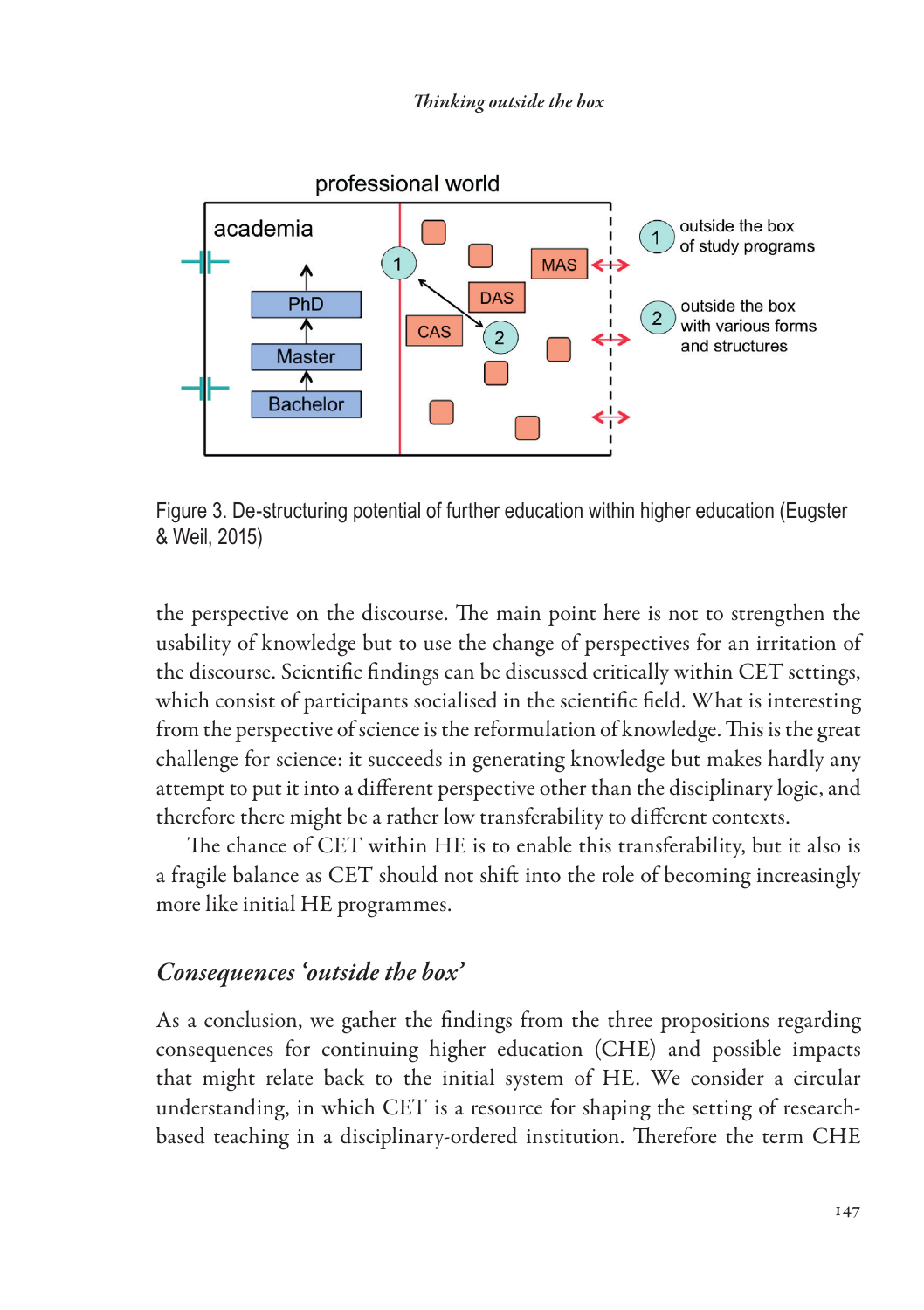Figure 3. De-structuring potential of further education within higher education (Eugster & Weil, 2015)

the perspective on the discourse. The main point here is not to strengthen the usability of knowledge but to use the change of perspectives for an irritation of the discourse. Scientific findings can be discussed critically within CET settings, which consist of participants socialised in the scientific field. What is interesting from the perspective of science is the reformulation of knowledge. This is the great challenge for science: it succeeds in generating knowledge but makes hardly any attempt to put it into a different perspective other than the disciplinary logic, and therefore there might be a rather low transferability to different contexts.

The chance of CET within HE is to enable this transferability, but it also is a fragile balance as CET should not shift into the role of becoming increasingly more like initial HE programmes.

## *Consequences 'outside the box'*

As a conclusion, we gather the findings from the three propositions regarding consequences for continuing higher education (CHE) and possible impacts that might relate back to the initial system of HE. We consider a circular understanding, in which CET is a resource for shaping the setting of research-based teaching in a disciplinary-ordered institution. Therefore the term CHE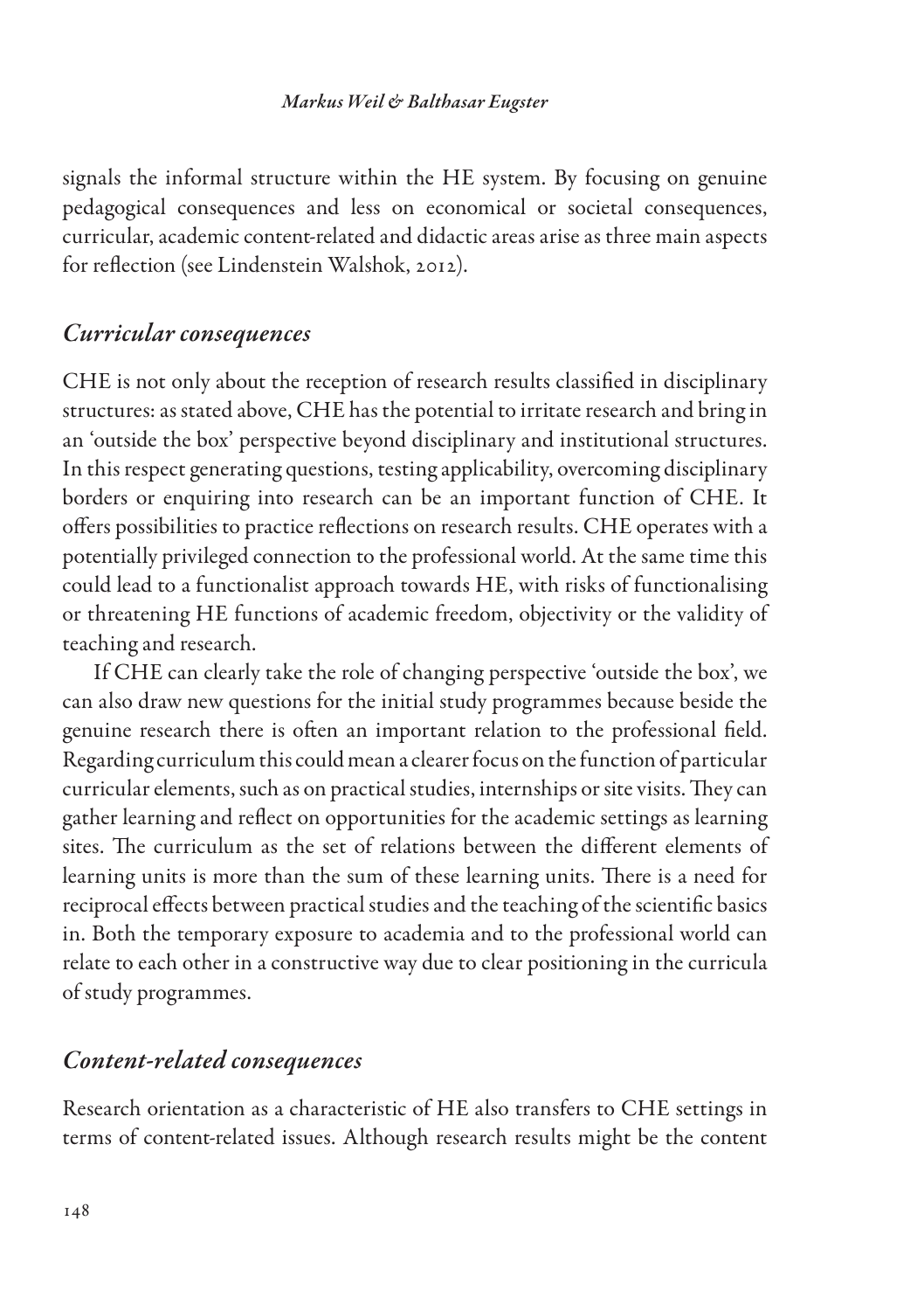signals the informal structure within the HE system. By focusing on genuine pedagogical consequences and less on economical or societal consequences, curricular, academic content-related and didactic areas arise as three main aspects for reflection (see Lindenstein Walshok, 2012).

## *Curricular consequences*

CHE is not only about the reception of research results classified in disciplinary structures: as stated above, CHE has the potential to irritate research and bring in an 'outside the box' perspective beyond disciplinary and institutional structures. In this respect generating questions, testing applicability, overcoming disciplinary borders or enquiring into research can be an important function of CHE. It offers possibilities to practice reflections on research results. CHE operates with a potentially privileged connection to the professional world. At the same time this could lead to a functionalist approach towards HE, with risks of functionalising or threatening HE functions of academic freedom, objectivity or the validity of teaching and research.

If CHE can clearly take the role of changing perspective 'outside the box', we can also draw new questions for the initial study programmes because beside the genuine research there is often an important relation to the professional field. Regarding curriculum this could mean a clearer focus on the function of particular curricular elements, such as on practical studies, internships or site visits. They can gather learning and reflect on opportunities for the academic settings as learning sites. The curriculum as the set of relations between the different elements of learning units is more than the sum of these learning units. There is a need for reciprocal effects between practical studies and the teaching of the scientific basics in. Both the temporary exposure to academia and to the professional world can relate to each other in a constructive way due to clear positioning in the curricula of study programmes.

## *Content-related consequences*

Research orientation as a characteristic of HE also transfers to CHE settings in terms of content-related issues. Although research results might be the content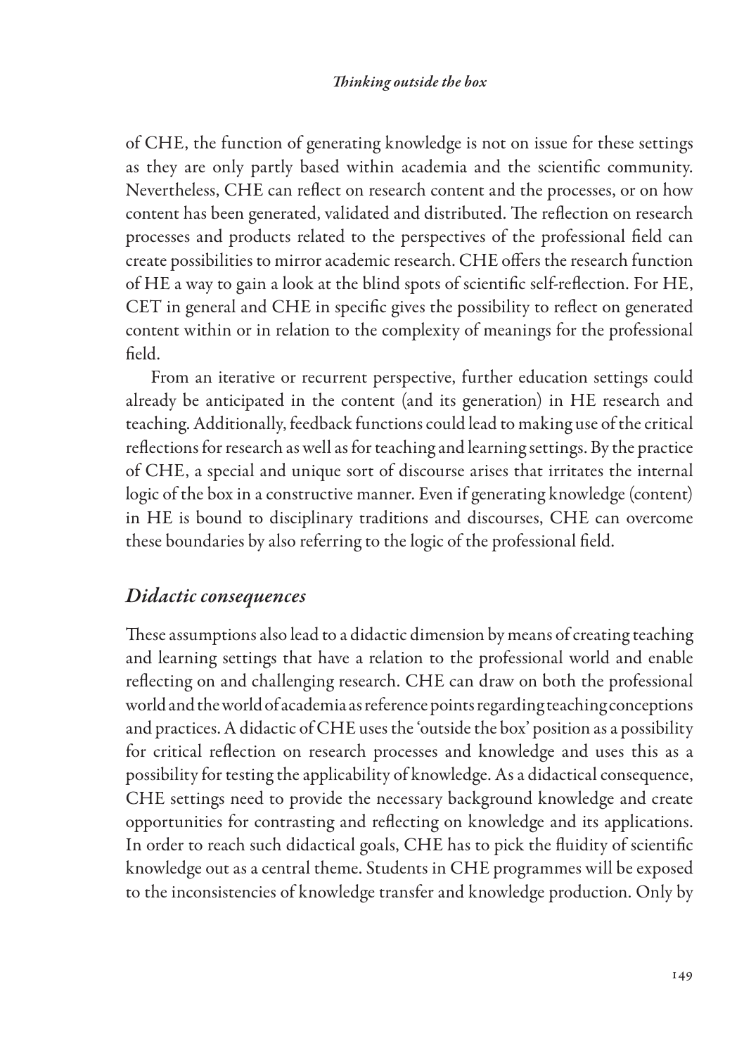of CHE, the function of generating knowledge is not on issue for these settings as they are only partly based within academia and the scientific community. Nevertheless, CHE can reflect on research content and the processes, or on how content has been generated, validated and distributed. The reflection on research processes and products related to the perspectives of the professional field can create possibilities to mirror academic research. CHE offers the research function of HE a way to gain a look at the blind spots of scientific self-reflection. For HE, CET in general and CHE in specific gives the possibility to reflect on generated content within or in relation to the complexity of meanings for the professional field.

From an iterative or recurrent perspective, further education settings could already be anticipated in the content (and its generation) in HE research and teaching. Additionally, feedback functions could lead to making use of the critical reflections for research as well as for teaching and learning settings. By the practice of CHE, a special and unique sort of discourse arises that irritates the internal logic of the box in a constructive manner. Even if generating knowledge (content) in HE is bound to disciplinary traditions and discourses, CHE can overcome these boundaries by also referring to the logic of the professional field.

## *Didactic consequences*

These assumptions also lead to a didactic dimension by means of creating teaching and learning settings that have a relation to the professional world and enable reflecting on and challenging research. CHE can draw on both the professional world and the world of academia as reference points regarding teaching conceptions and practices. A didactic of CHE uses the 'outside the box' position as a possibility for critical reflection on research processes and knowledge and uses this as a possibility for testing the applicability of knowledge. As a didactical consequence, CHE settings need to provide the necessary background knowledge and create opportunities for contrasting and reflecting on knowledge and its applications. In order to reach such didactical goals, CHE has to pick the fluidity of scientific knowledge out as a central theme. Students in CHE programmes will be exposed to the inconsistencies of knowledge transfer and knowledge production. Only by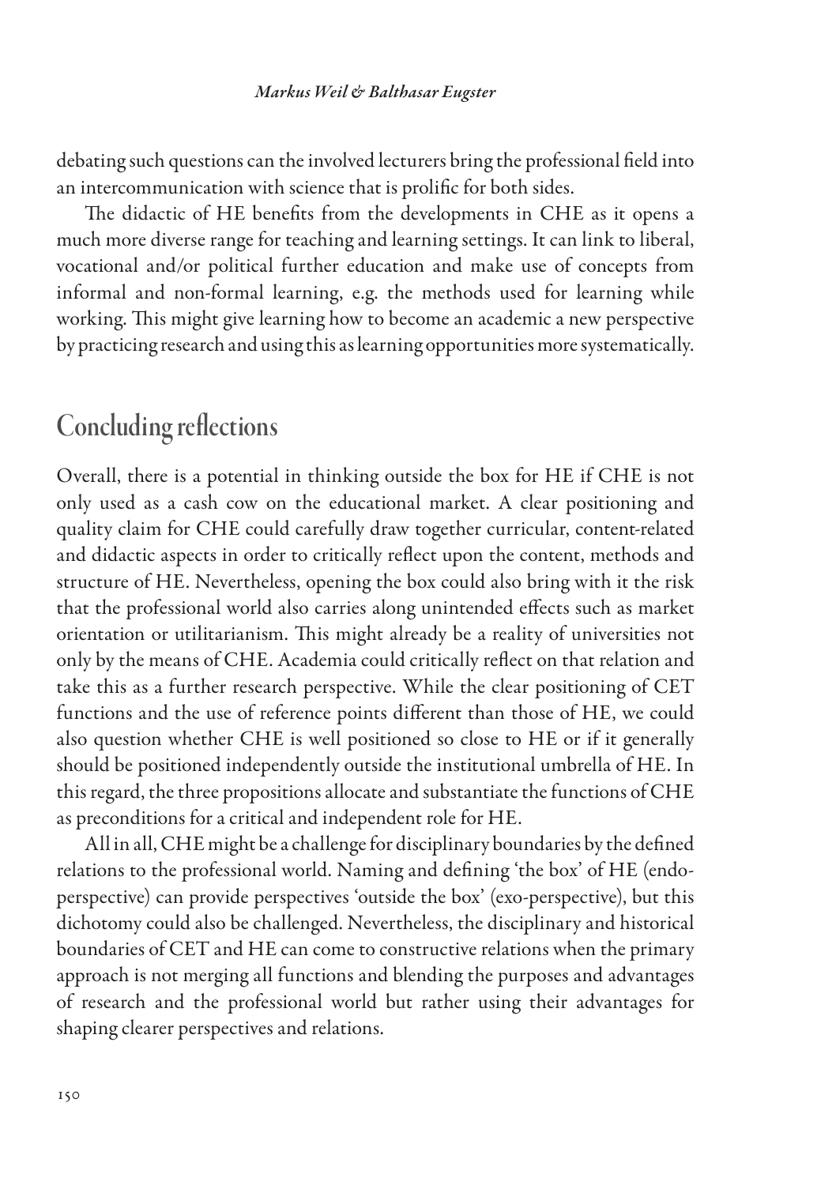debating such questions can the involved lecturers bring the professional field into an intercommunication with science that is prolific for both sides.

The didactic of HE benefits from the developments in CHE as it opens a much more diverse range for teaching and learning settings. It can link to liberal, vocational and/or political further education and make use of concepts from informal and non-formal learning, e.g. the methods used for learning while working. This might give learning how to become an academic a new perspective by practicing research and using this as learning opportunities more systematically.

## Concluding reflections

Overall, there is a potential in thinking outside the box for HE if CHE is not only used as a cash cow on the educational market. A clear positioning and quality claim for CHE could carefully draw together curricular, content-related and didactic aspects in order to critically reflect upon the content, methods and structure of HE. Nevertheless, opening the box could also bring with it the risk that the professional world also carries along unintended effects such as market orientation or utilitarianism. This might already be a reality of universities not only by the means of CHE. Academia could critically reflect on that relation and take this as a further research perspective. While the clear positioning of CET functions and the use of reference points different than those of HE, we could also question whether CHE is well positioned so close to HE or if it generally should be positioned independently outside the institutional umbrella of HE. In this regard, the three propositions allocate and substantiate the functions of CHE as preconditions for a critical and independent role for HE.

All in all, CHE might be a challenge for disciplinary boundaries by the defined relations to the professional world. Naming and defining 'the box' of HE (endo-perspective) can provide perspectives 'outside the box' (exo-perspective), but this dichotomy could also be challenged. Nevertheless, the disciplinary and historical boundaries of CET and HE can come to constructive relations when the primary approach is not merging all functions and blending the purposes and advantages of research and the professional world but rather using their advantages for shaping clearer perspectives and relations.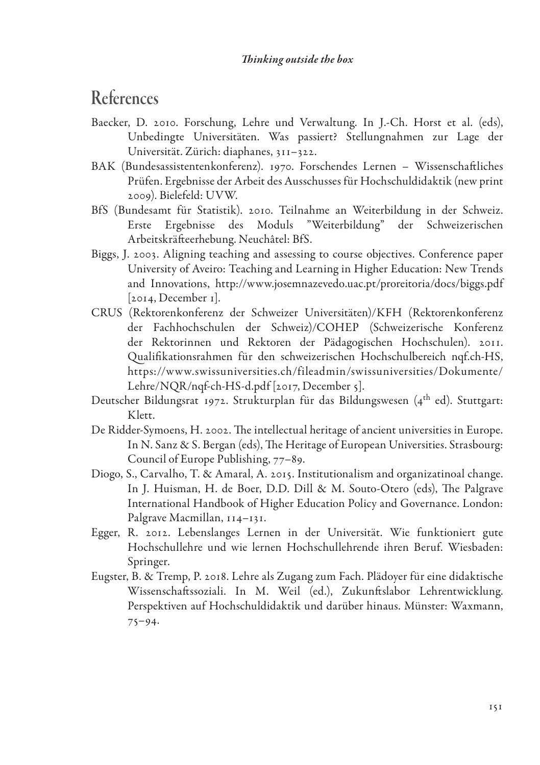## References

Baecker, D. 2010. Forschung, Lehre und Verwaltung. In J.-Ch. Horst et al. (eds), Unbedingte Universitäten. Was passiert? Stellungnahmen zur Lage der Universität. Zürich: diaphanes, 311–322.

BAK (Bundesassistentenkonferenz). 1970. Forschendes Lernen – Wissenschaftliches Prüfen. Ergebnisse der Arbeit des Ausschusses für Hochschuldidaktik (new print 2009). Bielefeld: UVW.

BfS (Bundesamt für Statistik). 2010. Teilnahme an Weiterbildung in der Schweiz. Erste Ergebnisse des Moduls "Weiterbildung" der Schweizerischen Arbeitskräfteerhebung. Neuchâtel: BfS.

Biggs, J. 2003. Aligning teaching and assessing to course objectives. Conference paper University of Aveiro: Teaching and Learning in Higher Education: New Trends and Innovations, http://www.josemnazevedo.uac.pt/proreitoria/docs/biggs.pdf [2014, December 1].

CRUS (Rektorenkonferenz der Schweizer Universitäten)/KFH (Rektorenkonferenz der Fachhochschulen der Schweiz)/COHEP (Schweizerische Konferenz der Rektorinnen und Rektoren der Pädagogischen Hochschulen). 2011. Qualifikationsrahmen für den schweizerischen Hochschulbereich nqf.ch-HS, https://www.swissuniversities.ch/fileadmin/swissuniversities/Dokumente/Lehre/NQR/nqf-ch-HS-d.pdf [2017, December 5].

Deutscher Bildungsrat 1972. Strukturplan für das Bildungswesen (4th ed). Stuttgart: Klett.

De Ridder-Symoens, H. 2002. The intellectual heritage of ancient universities in Europe. In N. Sanz & S. Bergan (eds), The Heritage of European Universities. Strasbourg: Council of Europe Publishing, 77–89.

Diogo, S., Carvalho, T. & Amaral, A. 2015. Institutionalism and organizatinoal change. In J. Huisman, H. de Boer, D.D. Dill & M. Souto-Otero (eds), The Palgrave International Handbook of Higher Education Policy and Governance. London: Palgrave Macmillan, 114–131.

Egger, R. 2012. Lebenslanges Lernen in der Universität. Wie funktioniert gute Hochschullehre und wie lernen Hochschullehrende ihren Beruf. Wiesbaden: Springer.

Eugster, B. & Tremp, P. 2018. Lehre als Zugang zum Fach. Plädoyer für eine didaktische Wissenschaftssoziali. In M. Weil (ed.), Zukunftslabor Lehrentwicklung. Perspektiven auf Hochschuldidaktik und darüber hinaus. Münster: Waxmann, 75–94.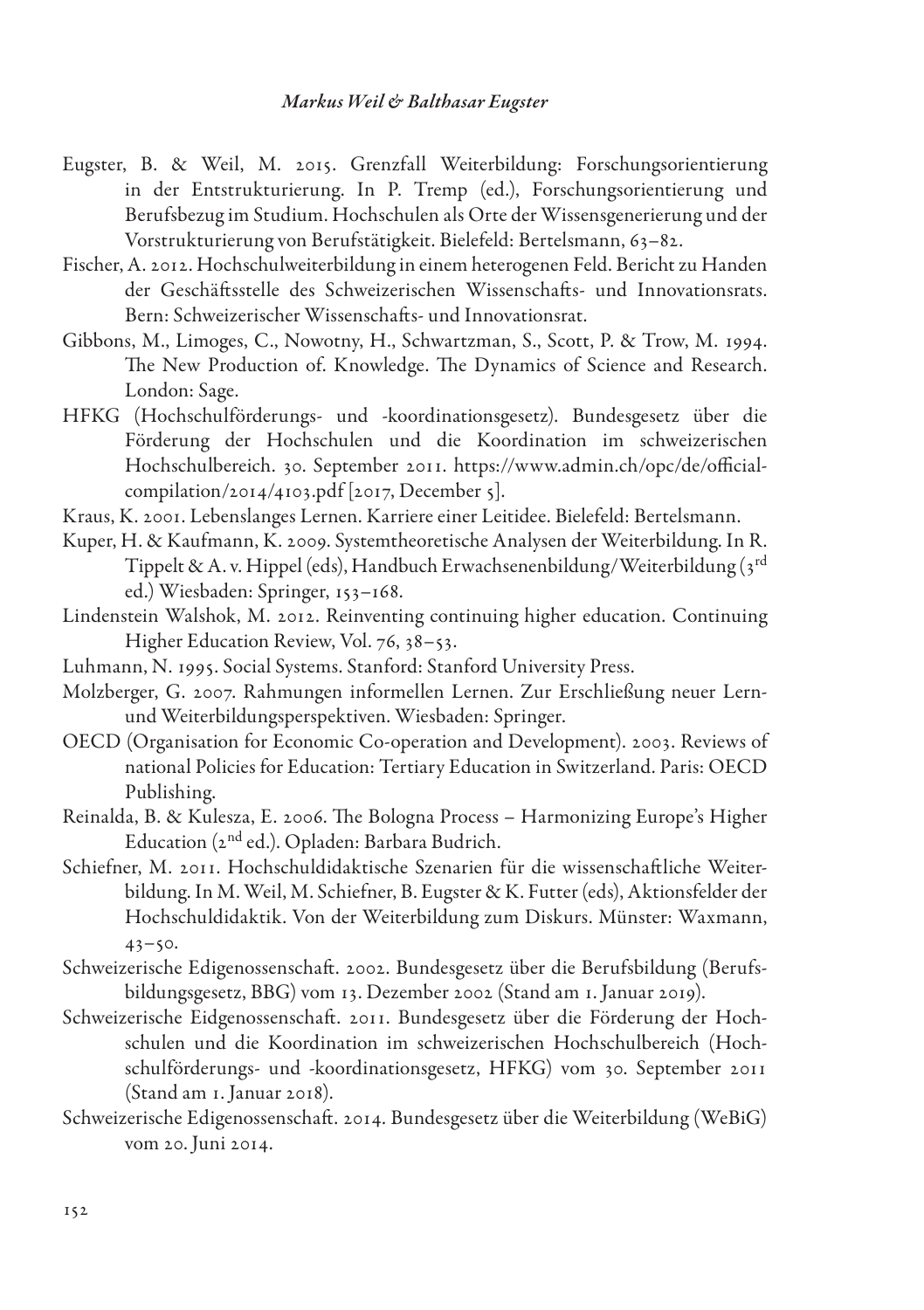Eugster, B. & Weil, M. 2015. Grenzfall Weiterbildung: Forschungsorientierung in der Entstrukturierung. In P. Tremp (ed.), Forschungsorientierung und Berufsbezug im Studium. Hochschulen als Orte der Wissensgenerierung und der Vorstrukturierung von Berufstätigkeit. Bielefeld: Bertelsmann, 63–82.

Fischer, A. 2012. Hochschulweiterbildung in einem heterogenen Feld. Bericht zu Handen der Geschäftsstelle des Schweizerischen Wissenschafts- und Innovationsrats. Bern: Schweizerischer Wissenschafts- und Innovationsrat.

Gibbons, M., Limoges, C., Nowotny, H., Schwartzman, S., Scott, P. & Trow, M. 1994. The New Production of. Knowledge. The Dynamics of Science and Research. London: Sage.

HFKG (Hochschulförderungs- und -koordinationsgesetz). Bundesgesetz über die Förderung der Hochschulen und die Koordination im schweizerischen Hochschulbereich. 30. September 2011. https://www.admin.ch/opc/de/official-compilation/2014/4103.pdf [2017, December 5].

Kraus, K. 2001. Lebenslanges Lernen. Karriere einer Leitidee. Bielefeld: Bertelsmann.

Kuper, H. & Kaufmann, K. 2009. Systemtheoretische Analysen der Weiterbildung. In R. Tippelt & A. v. Hippel (eds), Handbuch Erwachsenenbildung/Weiterbildung (3rd ed.) Wiesbaden: Springer, 153–168.

Lindenstein Walshok, M. 2012. Reinventing continuing higher education. Continuing Higher Education Review, Vol. 76, 38–53.

Luhmann, N. 1995. Social Systems. Stanford: Stanford University Press.

Molzberger, G. 2007. Rahmungen informellen Lernen. Zur Erschließung neuer Lern- und Weiterbildungsperspektiven. Wiesbaden: Springer.

OECD (Organisation for Economic Co-operation and Development). 2003. Reviews of national Policies for Education: Tertiary Education in Switzerland. Paris: OECD Publishing.

Reinalda, B. & Kulesza, E. 2006. The Bologna Process – Harmonizing Europe's Higher Education (2nd ed.). Opladen: Barbara Budrich.

Schiefner, M. 2011. Hochschuldidaktische Szenarien für die wissenschaftliche Weiterbildung. In M. Weil, M. Schiefner, B. Eugster & K. Futter (eds), Aktionsfelder der Hochschuldidaktik. Von der Weiterbildung zum Diskurs. Münster: Waxmann, 43–50.

Schweizerische Edigenossenschaft. 2002. Bundesgesetz über die Berufsbildung (Berufsbildungsgesetz, BBG) vom 13. Dezember 2002 (Stand am 1. Januar 2019).

Schweizerische Eidgenossenschaft. 2011. Bundesgesetz über die Förderung der Hochschulen und die Koordination im schweizerischen Hochschulbereich (Hochschulförderungs- und -koordinationsgesetz, HFKG) vom 30. September 2011 (Stand am 1. Januar 2018).

Schweizerische Edigenossenschaft. 2014. Bundesgesetz über die Weiterbildung (WeBiG) vom 20. Juni 2014.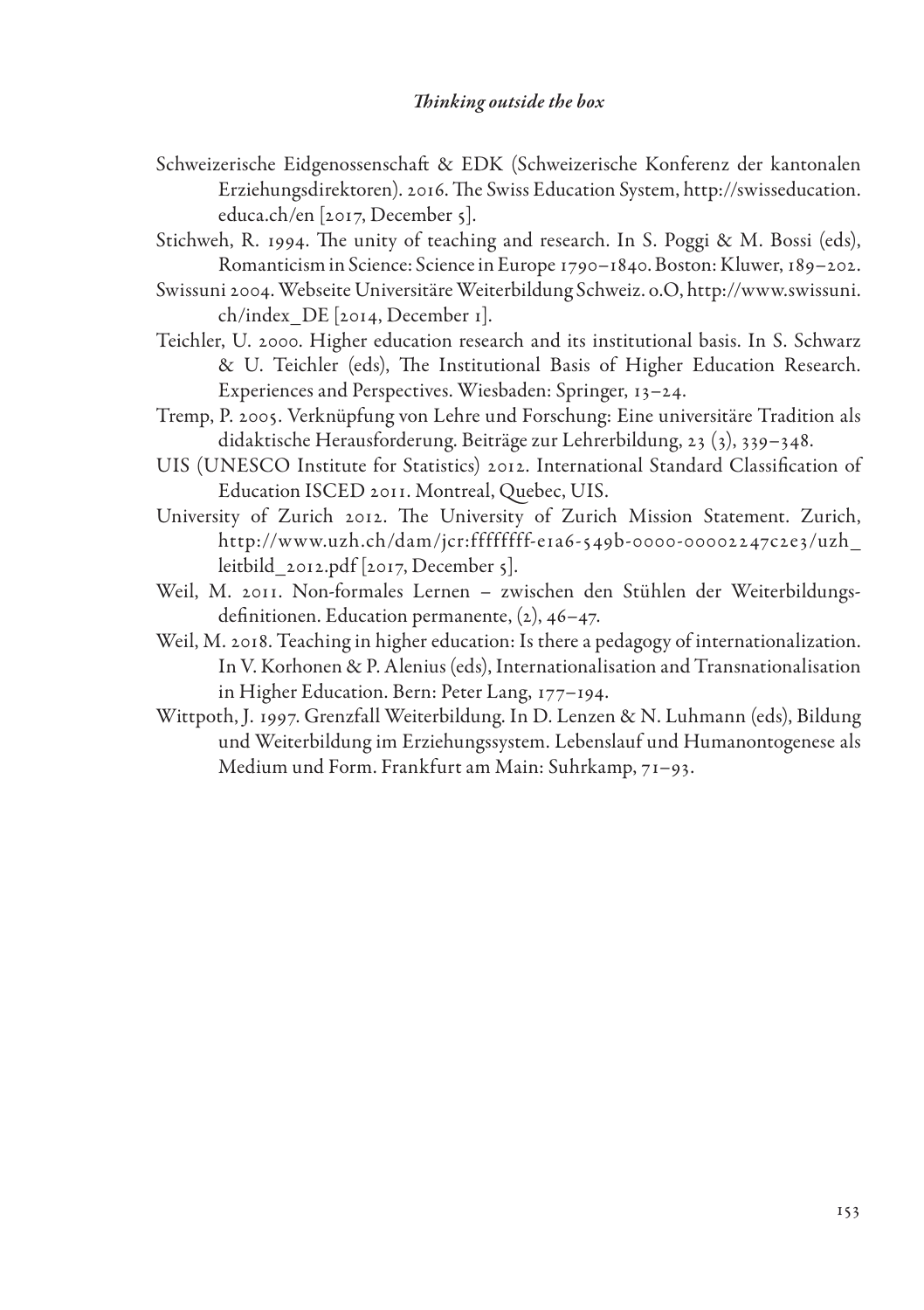Schweizerische Eidgenossenschaft & EDK (Schweizerische Konferenz der kantonalen Erziehungsdirektoren). 2016. The Swiss Education System, http://swisseducation.educa.ch/en [2017, December 5].

Stichweh, R. 1994. The unity of teaching and research. In S. Poggi & M. Bossi (eds), Romanticism in Science: Science in Europe 1790–1840. Boston: Kluwer, 189–202.

Swissuni 2004. Webseite Universitäre Weiterbildung Schweiz. o.O, http://www.swissuni.ch/index_DE [2014, December 1].

Teichler, U. 2000. Higher education research and its institutional basis. In S. Schwarz & U. Teichler (eds), The Institutional Basis of Higher Education Research. Experiences and Perspectives. Wiesbaden: Springer, 13–24.

Tremp, P. 2005. Verknüpfung von Lehre und Forschung: Eine universitäre Tradition als didaktische Herausforderung. Beiträge zur Lehrerbildung, 23 (3), 339–348.

UIS (UNESCO Institute for Statistics) 2012. International Standard Classification of Education ISCED 2011. Montreal, Quebec, UIS.

University of Zurich 2012. The University of Zurich Mission Statement. Zurich, http://www.uzh.ch/dam/jcr:ffffffff-e1a6-549b-0000-00002247c2e3/uzh_leitbild_2012.pdf [2017, December 5].

Weil, M. 2011. Non-formales Lernen – zwischen den Stühlen der Weiterbildungsdefinitionen. Education permanente, (2), 46–47.

Weil, M. 2018. Teaching in higher education: Is there a pedagogy of internationalization. In V. Korhonen & P. Alenius (eds), Internationalisation and Transnationalisation in Higher Education. Bern: Peter Lang, 177–194.

Wittpoth, J. 1997. Grenzfall Weiterbildung. In D. Lenzen & N. Luhmann (eds), Bildung und Weiterbildung im Erziehungssystem. Lebenslauf und Humanontogenese als Medium und Form. Frankfurt am Main: Suhrkamp, 71–93.